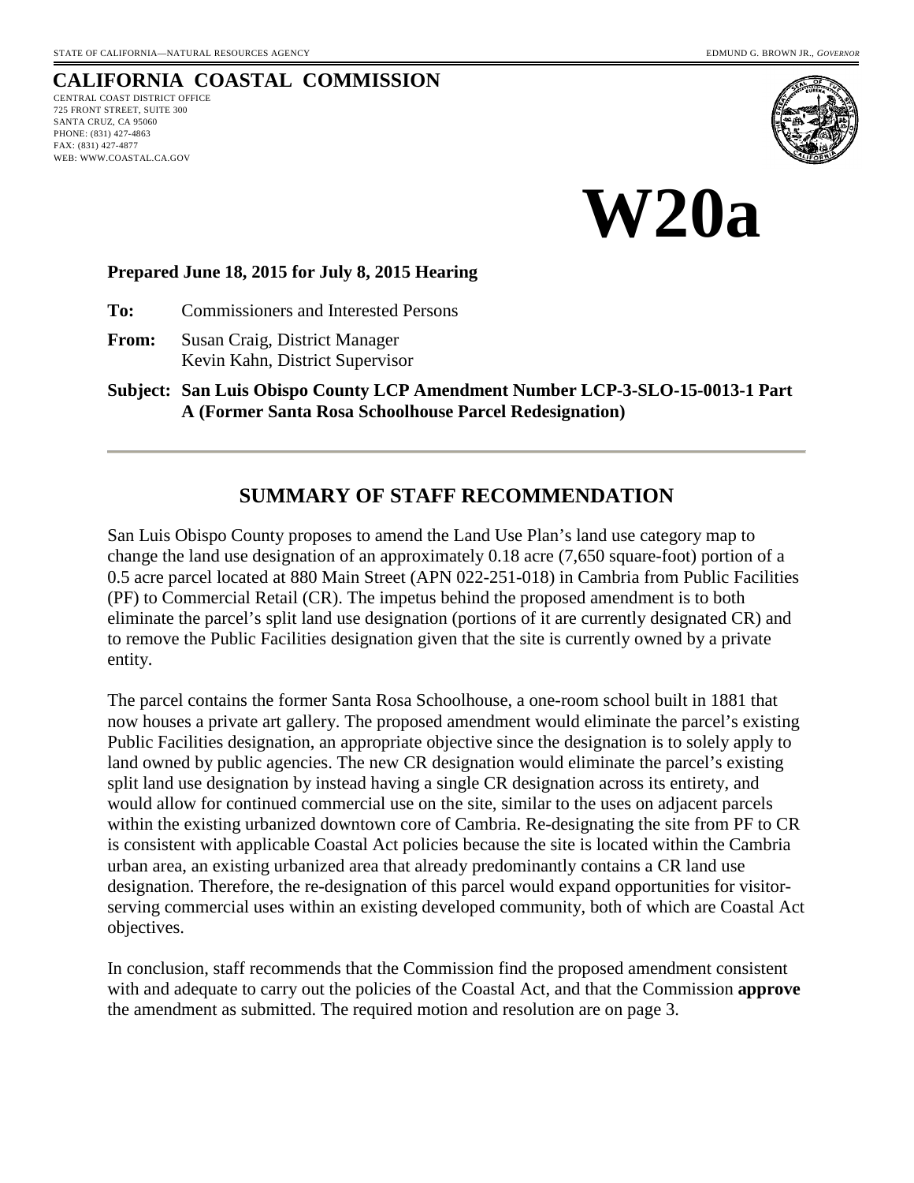STATE OF CALIFORNIA—NATURAL RESOURCES AGENCY

EDMUND G. BROWN JR., *GOVERNOR*

# CALIFORNIA COASTAL COMMISSION

CENTRAL COAST DISTRICT OFFICE
725 FRONT STREET, SUITE 300
SANTA CRUZ, CA 95060
PHONE: (831) 427-4863
FAX: (831) 427-4877
WEB: WWW.COASTAL.CA.GOV

# W20a

**Prepared June 18, 2015 for July 8, 2015 Hearing**

**To:** Commissioners and Interested Persons

**From:** Susan Craig, District Manager
Kevin Kahn, District Supervisor

**Subject: San Luis Obispo County LCP Amendment Number LCP-3-SLO-15-0013-1 Part A (Former Santa Rosa Schoolhouse Parcel Redesignation)**

---

## SUMMARY OF STAFF RECOMMENDATION

San Luis Obispo County proposes to amend the Land Use Plan's land use category map to change the land use designation of an approximately 0.18 acre (7,650 square-foot) portion of a 0.5 acre parcel located at 880 Main Street (APN 022-251-018) in Cambria from Public Facilities (PF) to Commercial Retail (CR). The impetus behind the proposed amendment is to both eliminate the parcel's split land use designation (portions of it are currently designated CR) and to remove the Public Facilities designation given that the site is currently owned by a private entity.

The parcel contains the former Santa Rosa Schoolhouse, a one-room school built in 1881 that now houses a private art gallery. The proposed amendment would eliminate the parcel's existing Public Facilities designation, an appropriate objective since the designation is to solely apply to land owned by public agencies. The new CR designation would eliminate the parcel's existing split land use designation by instead having a single CR designation across its entirety, and would allow for continued commercial use on the site, similar to the uses on adjacent parcels within the existing urbanized downtown core of Cambria. Re-designating the site from PF to CR is consistent with applicable Coastal Act policies because the site is located within the Cambria urban area, an existing urbanized area that already predominantly contains a CR land use designation. Therefore, the re-designation of this parcel would expand opportunities for visitor-serving commercial uses within an existing developed community, both of which are Coastal Act objectives.

In conclusion, staff recommends that the Commission find the proposed amendment consistent with and adequate to carry out the policies of the Coastal Act, and that the Commission **approve** the amendment as submitted. The required motion and resolution are on page 3.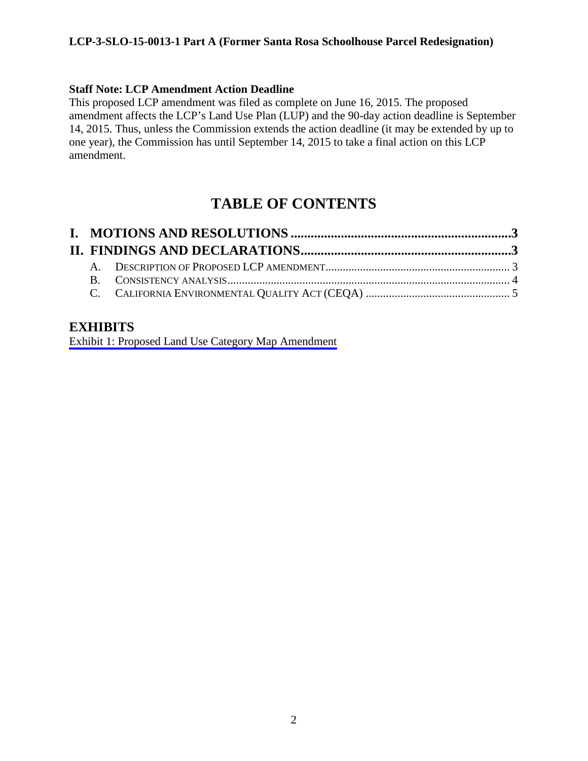**Staff Note: LCP Amendment Action Deadline**

This proposed LCP amendment was filed as complete on June 16, 2015. The proposed amendment affects the LCP's Land Use Plan (LUP) and the 90-day action deadline is September 14, 2015. Thus, unless the Commission extends the action deadline (it may be extended by up to one year), the Commission has until September 14, 2015 to take a final action on this LCP amendment.

# TABLE OF CONTENTS

**I. MOTIONS AND RESOLUTIONS .................................................................3**

**II. FINDINGS AND DECLARATIONS..............................................................3**

A. DESCRIPTION OF PROPOSED LCP AMENDMENT................................................................ 3

B. CONSISTENCY ANALYSIS.................................................................................................. 4

C. CALIFORNIA ENVIRONMENTAL QUALITY ACT (CEQA) .................................................. 5

## EXHIBITS

Exhibit 1: Proposed Land Use Category Map Amendment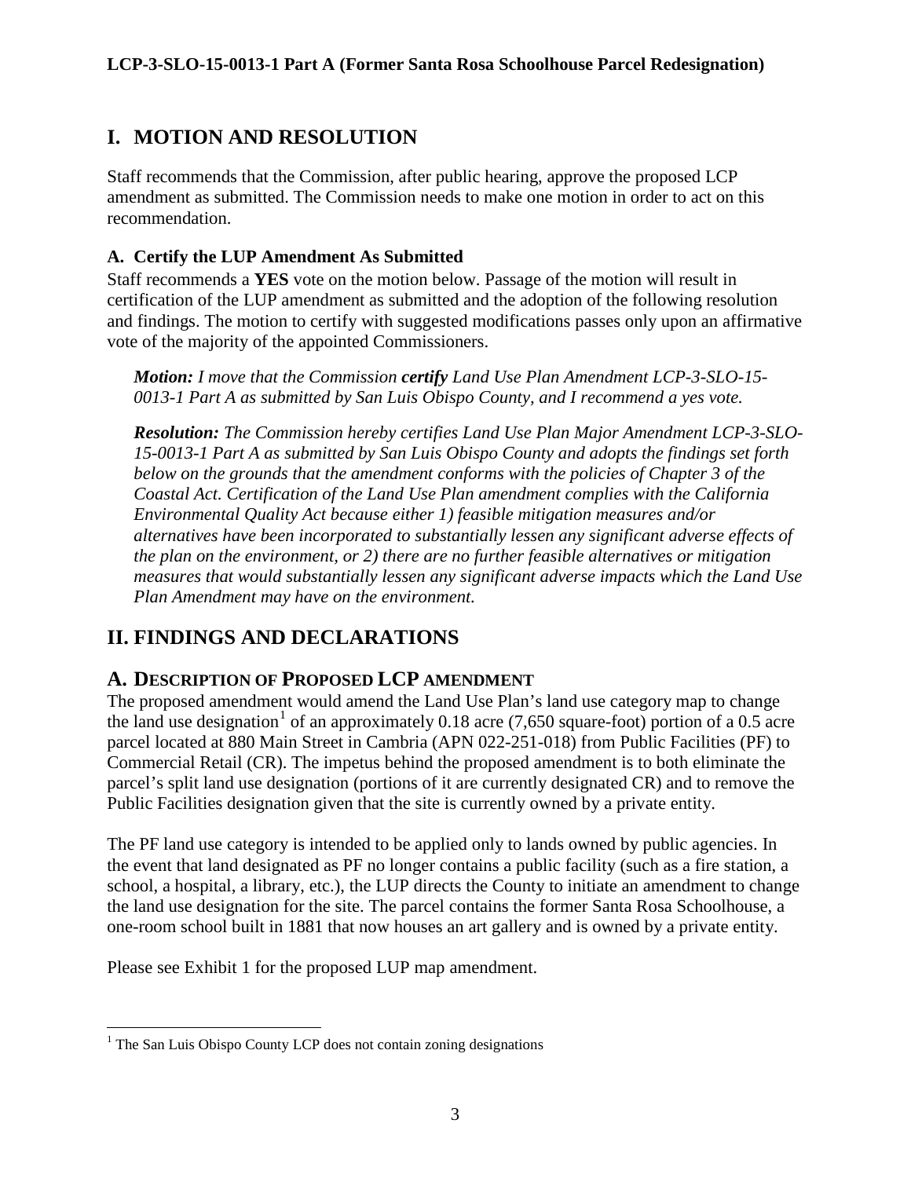# I. MOTION AND RESOLUTION

Staff recommends that the Commission, after public hearing, approve the proposed LCP amendment as submitted. The Commission needs to make one motion in order to act on this recommendation.

### A. Certify the LUP Amendment As Submitted

Staff recommends a **YES** vote on the motion below. Passage of the motion will result in certification of the LUP amendment as submitted and the adoption of the following resolution and findings. The motion to certify with suggested modifications passes only upon an affirmative vote of the majority of the appointed Commissioners.

> ***Motion:*** *I move that the Commission* ***certify*** *Land Use Plan Amendment LCP-3-SLO-15-0013-1 Part A as submitted by San Luis Obispo County, and I recommend a yes vote.*
>
> ***Resolution:*** *The Commission hereby certifies Land Use Plan Major Amendment LCP-3-SLO-15-0013-1 Part A as submitted by San Luis Obispo County and adopts the findings set forth below on the grounds that the amendment conforms with the policies of Chapter 3 of the Coastal Act. Certification of the Land Use Plan amendment complies with the California Environmental Quality Act because either 1) feasible mitigation measures and/or alternatives have been incorporated to substantially lessen any significant adverse effects of the plan on the environment, or 2) there are no further feasible alternatives or mitigation measures that would substantially lessen any significant adverse impacts which the Land Use Plan Amendment may have on the environment.*

# II. FINDINGS AND DECLARATIONS

## A. DESCRIPTION OF PROPOSED LCP AMENDMENT

The proposed amendment would amend the Land Use Plan's land use category map to change the land use designation[1] of an approximately 0.18 acre (7,650 square-foot) portion of a 0.5 acre parcel located at 880 Main Street in Cambria (APN 022-251-018) from Public Facilities (PF) to Commercial Retail (CR). The impetus behind the proposed amendment is to both eliminate the parcel's split land use designation (portions of it are currently designated CR) and to remove the Public Facilities designation given that the site is currently owned by a private entity.

The PF land use category is intended to be applied only to lands owned by public agencies. In the event that land designated as PF no longer contains a public facility (such as a fire station, a school, a hospital, a library, etc.), the LUP directs the County to initiate an amendment to change the land use designation for the site. The parcel contains the former Santa Rosa Schoolhouse, a one-room school built in 1881 that now houses an art gallery and is owned by a private entity.

Please see Exhibit 1 for the proposed LUP map amendment.

---

[1] The San Luis Obispo County LCP does not contain zoning designations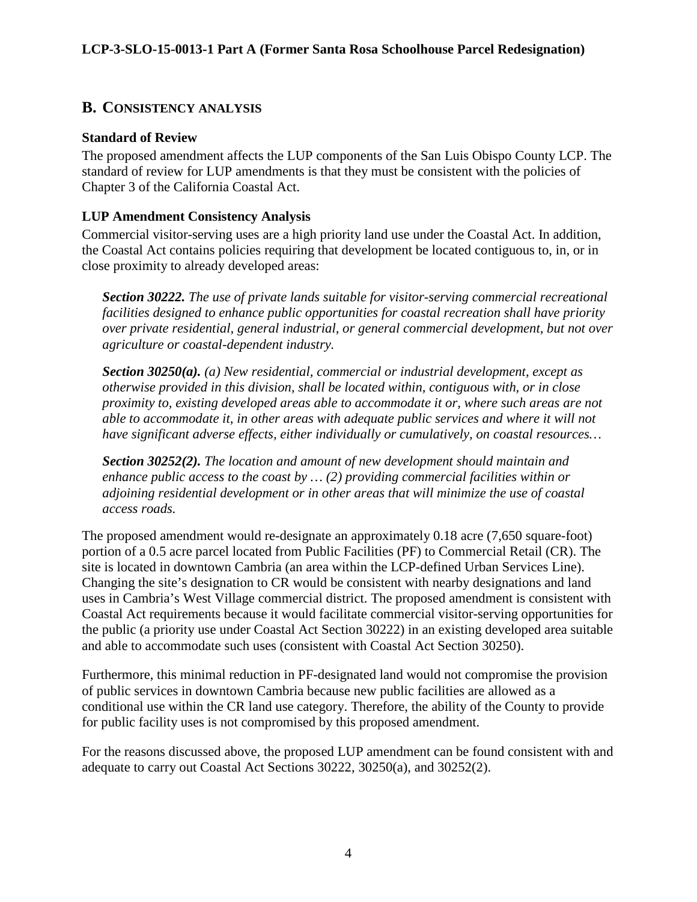## B. CONSISTENCY ANALYSIS

### Standard of Review

The proposed amendment affects the LUP components of the San Luis Obispo County LCP. The standard of review for LUP amendments is that they must be consistent with the policies of Chapter 3 of the California Coastal Act.

### LUP Amendment Consistency Analysis

Commercial visitor-serving uses are a high priority land use under the Coastal Act. In addition, the Coastal Act contains policies requiring that development be located contiguous to, in, or in close proximity to already developed areas:

> ***Section 30222.*** *The use of private lands suitable for visitor-serving commercial recreational facilities designed to enhance public opportunities for coastal recreation shall have priority over private residential, general industrial, or general commercial development, but not over agriculture or coastal-dependent industry.*
>
> ***Section 30250(a).*** *(a) New residential, commercial or industrial development, except as otherwise provided in this division, shall be located within, contiguous with, or in close proximity to, existing developed areas able to accommodate it or, where such areas are not able to accommodate it, in other areas with adequate public services and where it will not have significant adverse effects, either individually or cumulatively, on coastal resources…*
>
> ***Section 30252(2).*** *The location and amount of new development should maintain and enhance public access to the coast by … (2) providing commercial facilities within or adjoining residential development or in other areas that will minimize the use of coastal access roads.*

The proposed amendment would re-designate an approximately 0.18 acre (7,650 square-foot) portion of a 0.5 acre parcel located from Public Facilities (PF) to Commercial Retail (CR). The site is located in downtown Cambria (an area within the LCP-defined Urban Services Line). Changing the site's designation to CR would be consistent with nearby designations and land uses in Cambria's West Village commercial district. The proposed amendment is consistent with Coastal Act requirements because it would facilitate commercial visitor-serving opportunities for the public (a priority use under Coastal Act Section 30222) in an existing developed area suitable and able to accommodate such uses (consistent with Coastal Act Section 30250).

Furthermore, this minimal reduction in PF-designated land would not compromise the provision of public services in downtown Cambria because new public facilities are allowed as a conditional use within the CR land use category. Therefore, the ability of the County to provide for public facility uses is not compromised by this proposed amendment.

For the reasons discussed above, the proposed LUP amendment can be found consistent with and adequate to carry out Coastal Act Sections 30222, 30250(a), and 30252(2).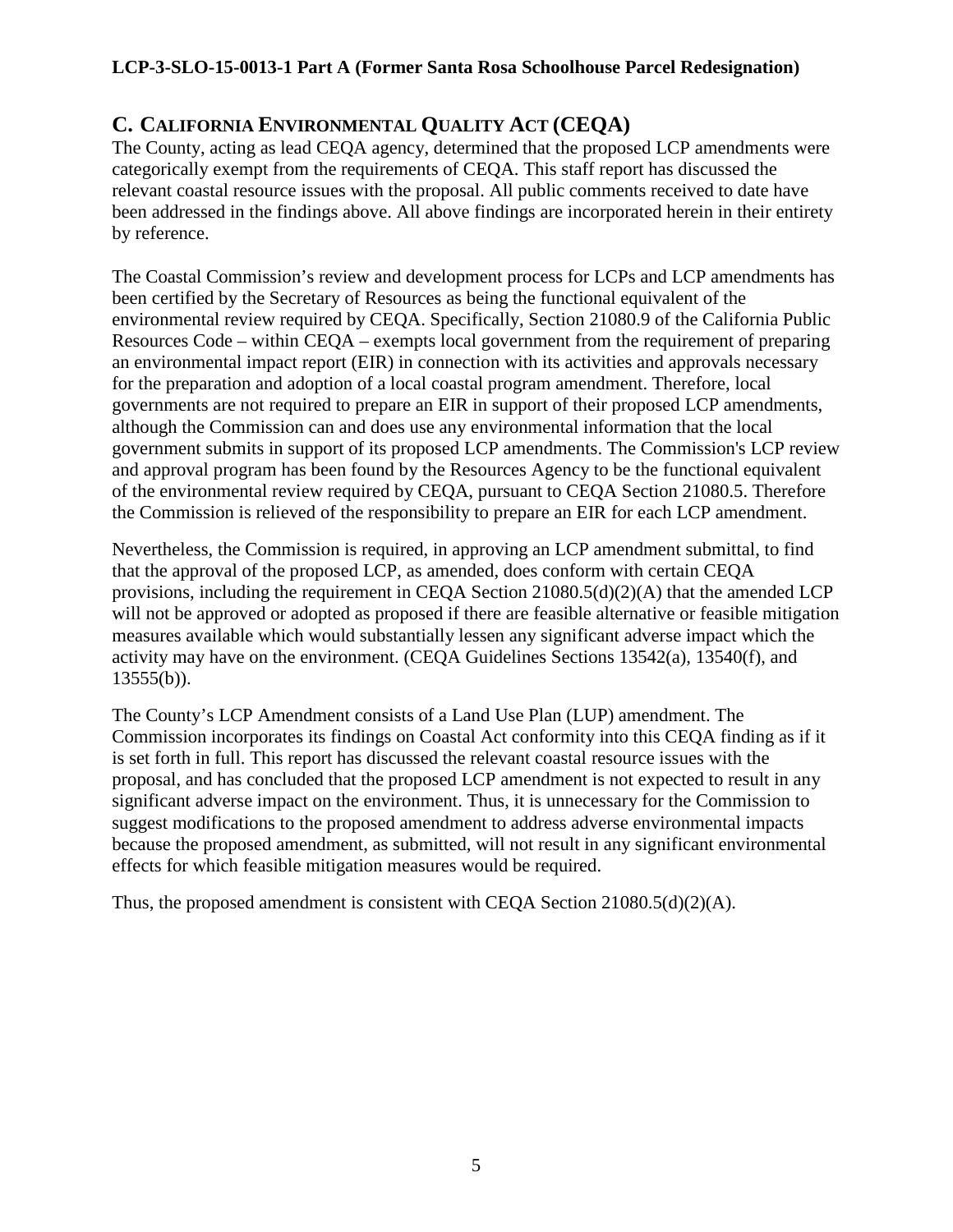## C. CALIFORNIA ENVIRONMENTAL QUALITY ACT (CEQA)

The County, acting as lead CEQA agency, determined that the proposed LCP amendments were categorically exempt from the requirements of CEQA. This staff report has discussed the relevant coastal resource issues with the proposal. All public comments received to date have been addressed in the findings above. All above findings are incorporated herein in their entirety by reference.

The Coastal Commission's review and development process for LCPs and LCP amendments has been certified by the Secretary of Resources as being the functional equivalent of the environmental review required by CEQA. Specifically, Section 21080.9 of the California Public Resources Code – within CEQA – exempts local government from the requirement of preparing an environmental impact report (EIR) in connection with its activities and approvals necessary for the preparation and adoption of a local coastal program amendment. Therefore, local governments are not required to prepare an EIR in support of their proposed LCP amendments, although the Commission can and does use any environmental information that the local government submits in support of its proposed LCP amendments. The Commission's LCP review and approval program has been found by the Resources Agency to be the functional equivalent of the environmental review required by CEQA, pursuant to CEQA Section 21080.5. Therefore the Commission is relieved of the responsibility to prepare an EIR for each LCP amendment.

Nevertheless, the Commission is required, in approving an LCP amendment submittal, to find that the approval of the proposed LCP, as amended, does conform with certain CEQA provisions, including the requirement in CEQA Section 21080.5(d)(2)(A) that the amended LCP will not be approved or adopted as proposed if there are feasible alternative or feasible mitigation measures available which would substantially lessen any significant adverse impact which the activity may have on the environment. (CEQA Guidelines Sections 13542(a), 13540(f), and 13555(b)).

The County's LCP Amendment consists of a Land Use Plan (LUP) amendment. The Commission incorporates its findings on Coastal Act conformity into this CEQA finding as if it is set forth in full. This report has discussed the relevant coastal resource issues with the proposal, and has concluded that the proposed LCP amendment is not expected to result in any significant adverse impact on the environment. Thus, it is unnecessary for the Commission to suggest modifications to the proposed amendment to address adverse environmental impacts because the proposed amendment, as submitted, will not result in any significant environmental effects for which feasible mitigation measures would be required.

Thus, the proposed amendment is consistent with CEQA Section 21080.5(d)(2)(A).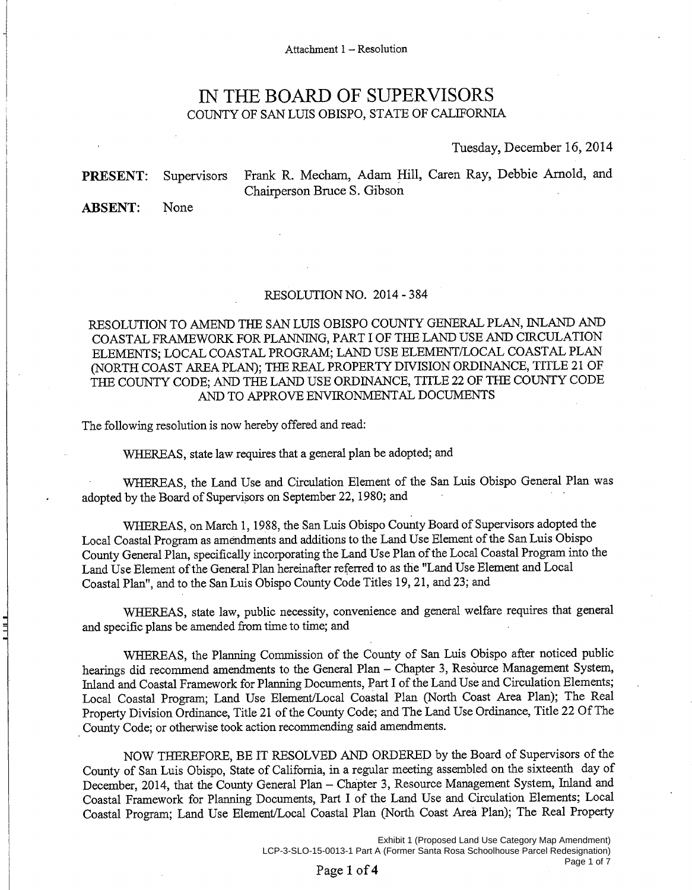Attachment 1 – Resolution

# IN THE BOARD OF SUPERVISORS

COUNTY OF SAN LUIS OBISPO, STATE OF CALIFORNIA

Tuesday, December 16, 2014

**PRESENT:** Supervisors Frank R. Mecham, Adam Hill, Caren Ray, Debbie Arnold, and Chairperson Bruce S. Gibson

**ABSENT:** None

RESOLUTION NO. 2014 - 384

RESOLUTION TO AMEND THE SAN LUIS OBISPO COUNTY GENERAL PLAN, INLAND AND COASTAL FRAMEWORK FOR PLANNING, PART I OF THE LAND USE AND CIRCULATION ELEMENTS; LOCAL COASTAL PROGRAM; LAND USE ELEMENT/LOCAL COASTAL PLAN (NORTH COAST AREA PLAN); THE REAL PROPERTY DIVISION ORDINANCE, TITLE 21 OF THE COUNTY CODE; AND THE LAND USE ORDINANCE, TITLE 22 OF THE COUNTY CODE AND TO APPROVE ENVIRONMENTAL DOCUMENTS

The following resolution is now hereby offered and read:

WHEREAS, state law requires that a general plan be adopted; and

WHEREAS, the Land Use and Circulation Element of the San Luis Obispo General Plan was adopted by the Board of Supervisors on September 22, 1980; and

WHEREAS, on March 1, 1988, the San Luis Obispo County Board of Supervisors adopted the Local Coastal Program as amendments and additions to the Land Use Element of the San Luis Obispo County General Plan, specifically incorporating the Land Use Plan of the Local Coastal Program into the Land Use Element of the General Plan hereinafter referred to as the "Land Use Element and Local Coastal Plan", and to the San Luis Obispo County Code Titles 19, 21, and 23; and

WHEREAS, state law, public necessity, convenience and general welfare requires that general and specific plans be amended from time to time; and

WHEREAS, the Planning Commission of the County of San Luis Obispo after noticed public hearings did recommend amendments to the General Plan – Chapter 3, Resource Management System, Inland and Coastal Framework for Planning Documents, Part I of the Land Use and Circulation Elements; Local Coastal Program; Land Use Element/Local Coastal Plan (North Coast Area Plan); The Real Property Division Ordinance, Title 21 of the County Code; and The Land Use Ordinance, Title 22 Of The County Code; or otherwise took action recommending said amendments.

NOW THEREFORE, BE IT RESOLVED AND ORDERED by the Board of Supervisors of the County of San Luis Obispo, State of California, in a regular meeting assembled on the sixteenth day of December, 2014, that the County General Plan – Chapter 3, Resource Management System, Inland and Coastal Framework for Planning Documents, Part I of the Land Use and Circulation Elements; Local Coastal Program; Land Use Element/Local Coastal Plan (North Coast Area Plan); The Real Property

Exhibit 1 (Proposed Land Use Category Map Amendment)
LCP-3-SLO-15-0013-1 Part A (Former Santa Rosa Schoolhouse Parcel Redesignation)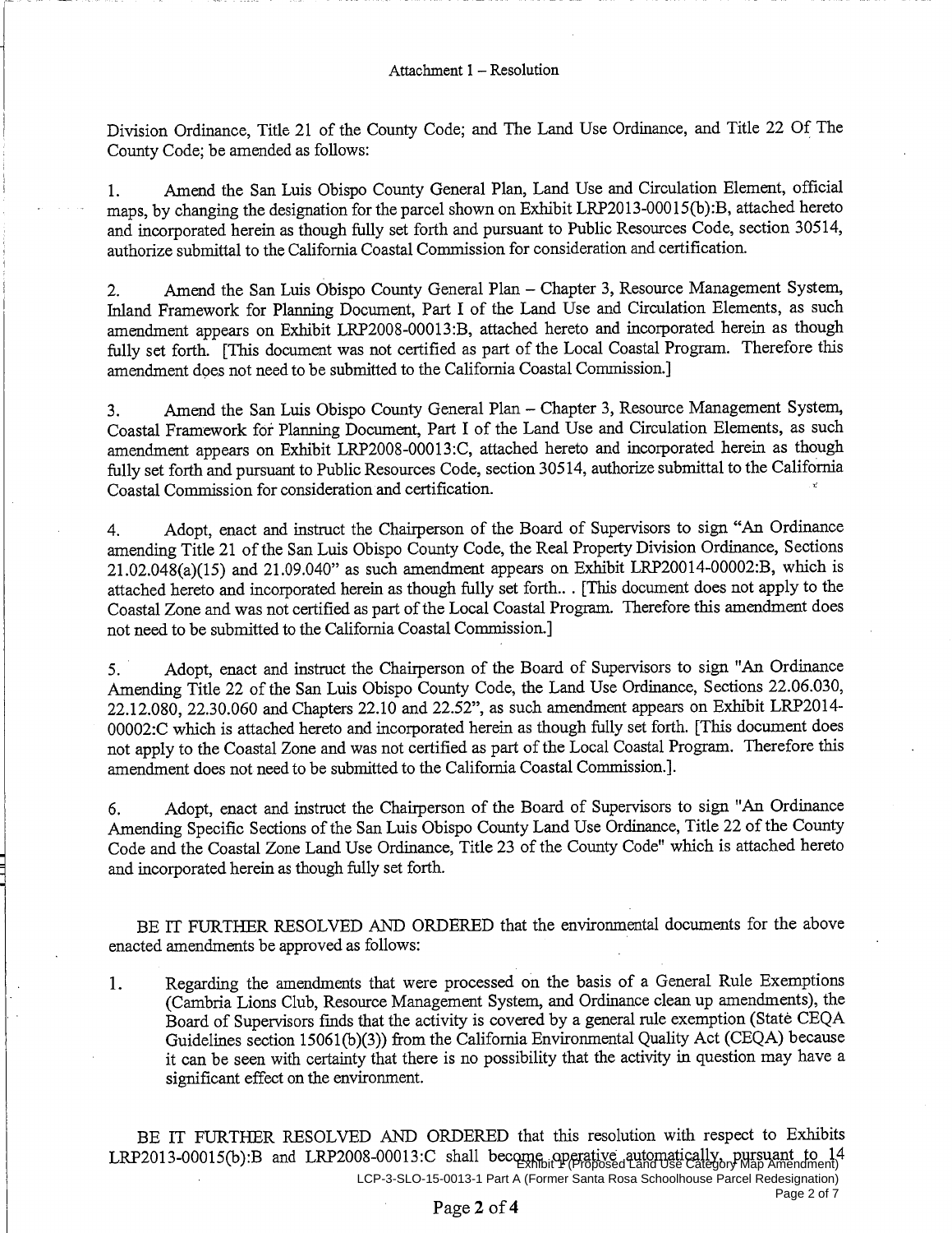Division Ordinance, Title 21 of the County Code; and The Land Use Ordinance, and Title 22 Of The County Code; be amended as follows:

1. Amend the San Luis Obispo County General Plan, Land Use and Circulation Element, official maps, by changing the designation for the parcel shown on Exhibit LRP2013-00015(b):B, attached hereto and incorporated herein as though fully set forth and pursuant to Public Resources Code, section 30514, authorize submittal to the California Coastal Commission for consideration and certification.

2. Amend the San Luis Obispo County General Plan – Chapter 3, Resource Management System, Inland Framework for Planning Document, Part I of the Land Use and Circulation Elements, as such amendment appears on Exhibit LRP2008-00013:B, attached hereto and incorporated herein as though fully set forth. [This document was not certified as part of the Local Coastal Program. Therefore this amendment does not need to be submitted to the California Coastal Commission.]

3. Amend the San Luis Obispo County General Plan – Chapter 3, Resource Management System, Coastal Framework for Planning Document, Part I of the Land Use and Circulation Elements, as such amendment appears on Exhibit LRP2008-00013:C, attached hereto and incorporated herein as though fully set forth and pursuant to Public Resources Code, section 30514, authorize submittal to the California Coastal Commission for consideration and certification.

4. Adopt, enact and instruct the Chairperson of the Board of Supervisors to sign "An Ordinance amending Title 21 of the San Luis Obispo County Code, the Real Property Division Ordinance, Sections 21.02.048(a)(15) and 21.09.040" as such amendment appears on Exhibit LRP20014-00002:B, which is attached hereto and incorporated herein as though fully set forth.. . [This document does not apply to the Coastal Zone and was not certified as part of the Local Coastal Program. Therefore this amendment does not need to be submitted to the California Coastal Commission.]

5. Adopt, enact and instruct the Chairperson of the Board of Supervisors to sign "An Ordinance Amending Title 22 of the San Luis Obispo County Code, the Land Use Ordinance, Sections 22.06.030, 22.12.080, 22.30.060 and Chapters 22.10 and 22.52", as such amendment appears on Exhibit LRP2014-00002:C which is attached hereto and incorporated herein as though fully set forth. [This document does not apply to the Coastal Zone and was not certified as part of the Local Coastal Program. Therefore this amendment does not need to be submitted to the California Coastal Commission.].

6. Adopt, enact and instruct the Chairperson of the Board of Supervisors to sign "An Ordinance Amending Specific Sections of the San Luis Obispo County Land Use Ordinance, Title 22 of the County Code and the Coastal Zone Land Use Ordinance, Title 23 of the County Code" which is attached hereto and incorporated herein as though fully set forth.

BE IT FURTHER RESOLVED AND ORDERED that the environmental documents for the above enacted amendments be approved as follows:

1. Regarding the amendments that were processed on the basis of a General Rule Exemptions (Cambria Lions Club, Resource Management System, and Ordinance clean up amendments), the Board of Supervisors finds that the activity is covered by a general rule exemption (State CEQA Guidelines section 15061(b)(3)) from the California Environmental Quality Act (CEQA) because it can be seen with certainty that there is no possibility that the activity in question may have a significant effect on the environment.

BE IT FURTHER RESOLVED AND ORDERED that this resolution with respect to Exhibits LRP2013-00015(b):B and LRP2008-00013:C shall become operative automatically, pursuant to 14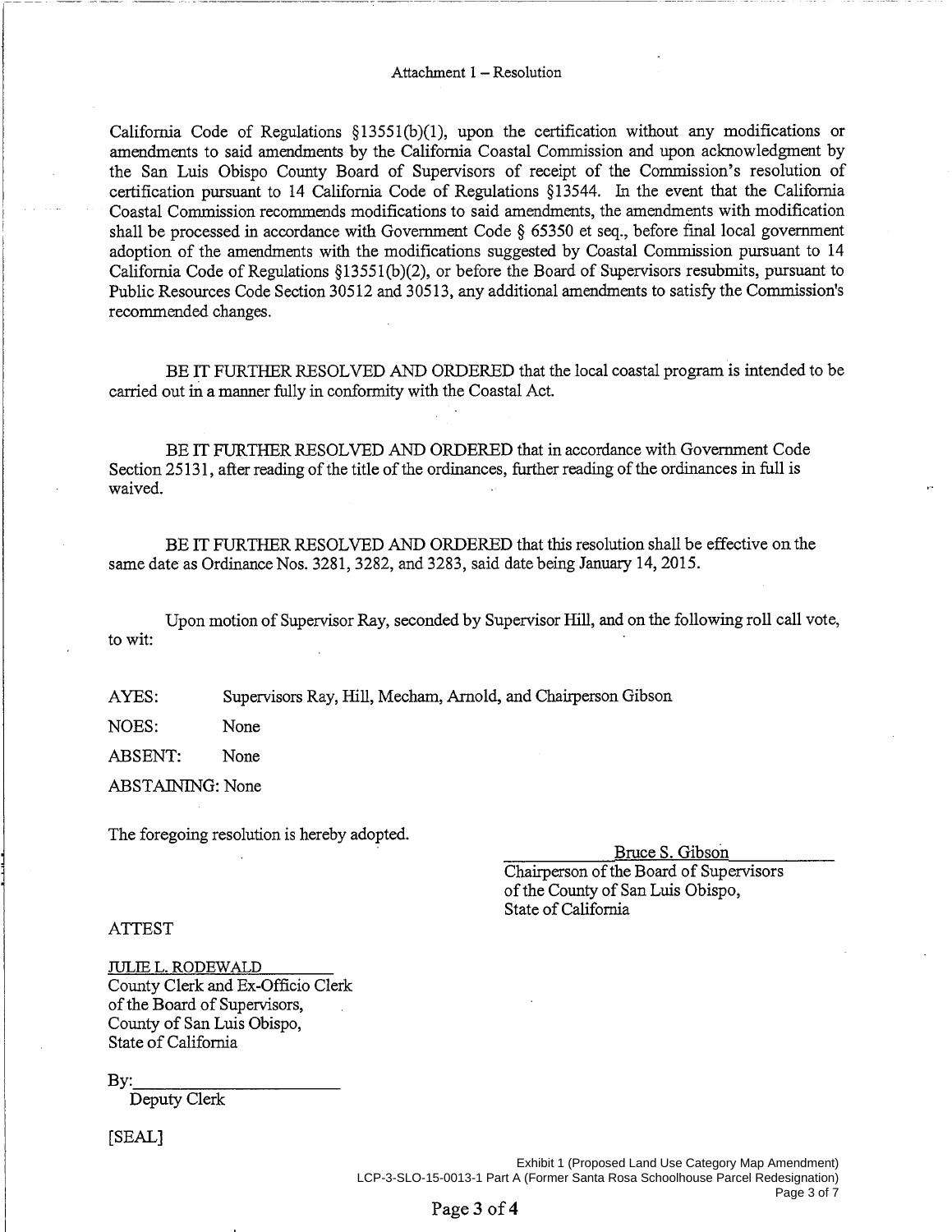Attachment 1 – Resolution

California Code of Regulations §13551(b)(1), upon the certification without any modifications or amendments to said amendments by the California Coastal Commission and upon acknowledgment by the San Luis Obispo County Board of Supervisors of receipt of the Commission's resolution of certification pursuant to 14 California Code of Regulations §13544. In the event that the California Coastal Commission recommends modifications to said amendments, the amendments with modification shall be processed in accordance with Government Code § 65350 et seq., before final local government adoption of the amendments with the modifications suggested by Coastal Commission pursuant to 14 California Code of Regulations §13551(b)(2), or before the Board of Supervisors resubmits, pursuant to Public Resources Code Section 30512 and 30513, any additional amendments to satisfy the Commission's recommended changes.

BE IT FURTHER RESOLVED AND ORDERED that the local coastal program is intended to be carried out in a manner fully in conformity with the Coastal Act.

BE IT FURTHER RESOLVED AND ORDERED that in accordance with Government Code Section 25131, after reading of the title of the ordinances, further reading of the ordinances in full is waived.

BE IT FURTHER RESOLVED AND ORDERED that this resolution shall be effective on the same date as Ordinance Nos. 3281, 3282, and 3283, said date being January 14, 2015.

Upon motion of Supervisor Ray, seconded by Supervisor Hill, and on the following roll call vote, to wit:

AYES: Supervisors Ray, Hill, Mecham, Arnold, and Chairperson Gibson

NOES: None

ABSENT: None

ABSTAINING: None

The foregoing resolution is hereby adopted.

Bruce S. Gibson
Chairperson of the Board of Supervisors
of the County of San Luis Obispo,
State of California

ATTEST

JULIE L. RODEWALD
County Clerk and Ex-Officio Clerk
of the Board of Supervisors,
County of San Luis Obispo,
State of California

By:______________________
Deputy Clerk

[SEAL]

Exhibit 1 (Proposed Land Use Category Map Amendment)
LCP-3-SLO-15-0013-1 Part A (Former Santa Rosa Schoolhouse Parcel Redesignation)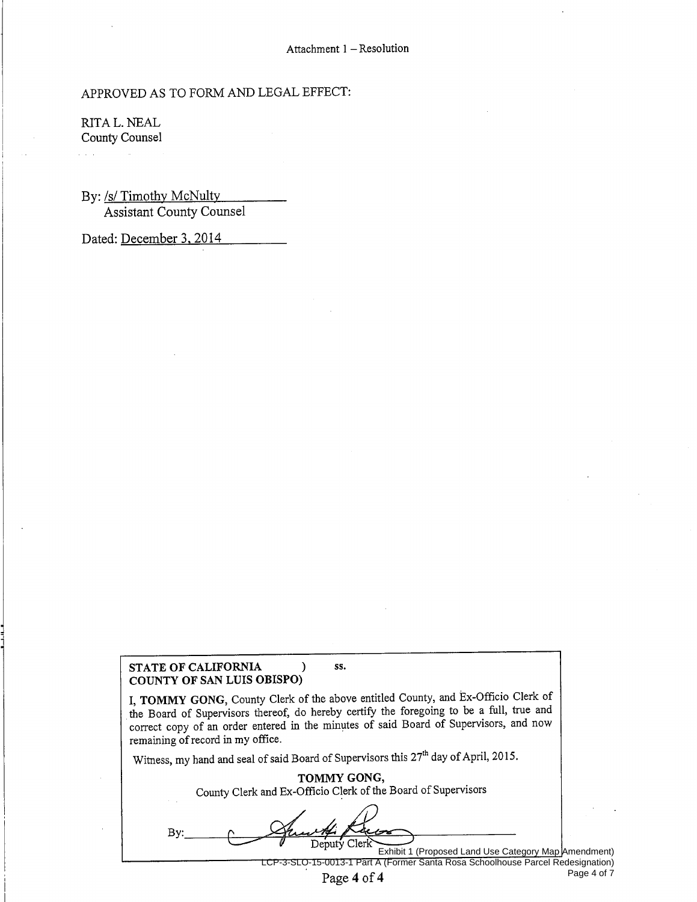APPROVED AS TO FORM AND LEGAL EFFECT:

RITA L. NEAL
County Counsel

By: /s/ Timothy McNulty
Assistant County Counsel

Dated: December 3, 2014

**STATE OF CALIFORNIA ) ss.**
**COUNTY OF SAN LUIS OBISPO)**

I, **TOMMY GONG**, County Clerk of the above entitled County, and Ex-Officio Clerk of the Board of Supervisors thereof, do hereby certify the foregoing to be a full, true and correct copy of an order entered in the minutes of said Board of Supervisors, and now remaining of record in my office.

Witness, my hand and seal of said Board of Supervisors this 27th day of April, 2015.

**TOMMY GONG,**
County Clerk and Ex-Officio Clerk of the Board of Supervisors

By: [signature]
Deputy Clerk

Exhibit 1 (Proposed Land Use Category Map Amendment)
LCP-3-SLO-15-0013-1 Part A (Former Santa Rosa Schoolhouse Parcel Redesignation)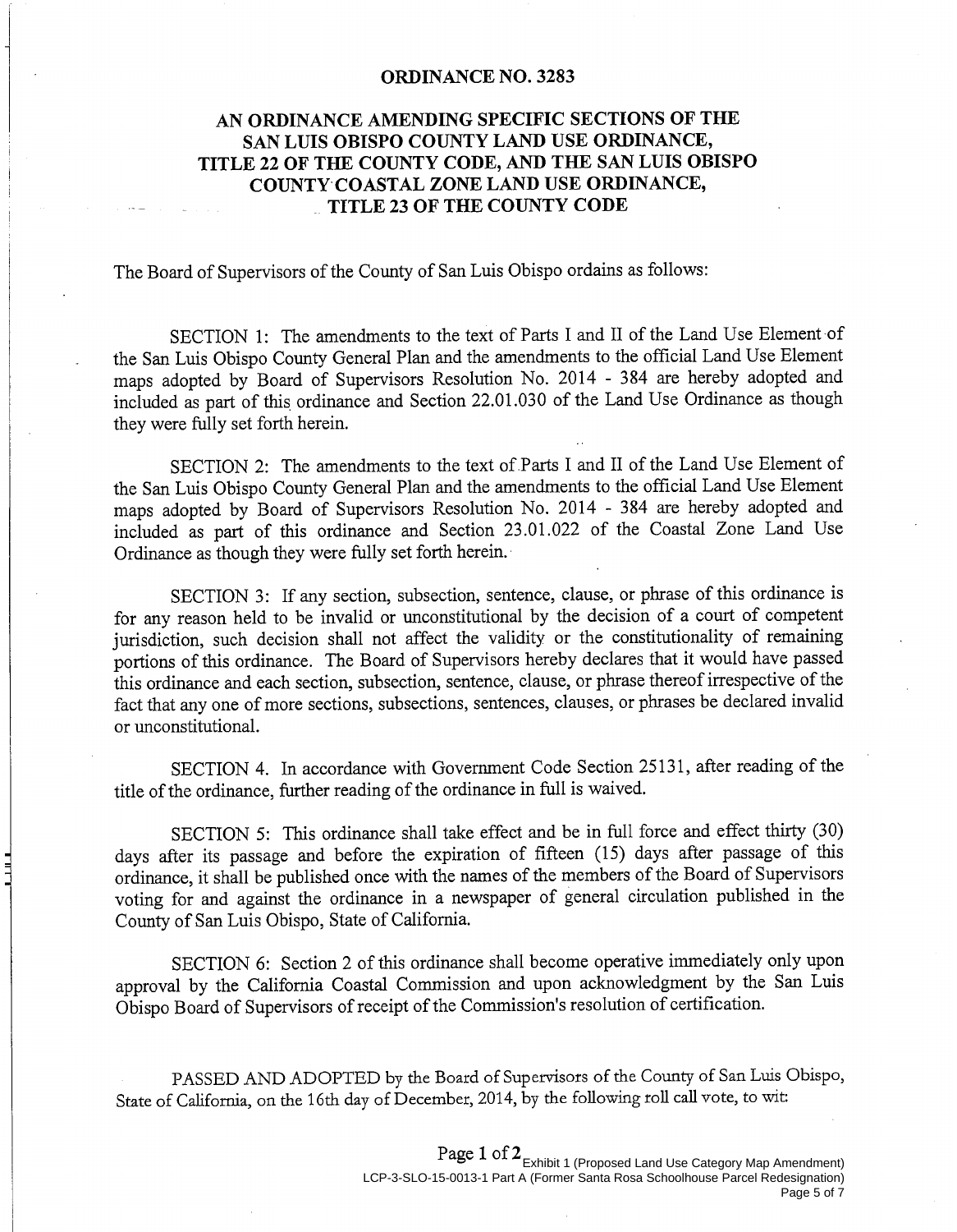# ORDINANCE NO. 3283

## AN ORDINANCE AMENDING SPECIFIC SECTIONS OF THE SAN LUIS OBISPO COUNTY LAND USE ORDINANCE, TITLE 22 OF THE COUNTY CODE, AND THE SAN LUIS OBISPO COUNTY COASTAL ZONE LAND USE ORDINANCE, TITLE 23 OF THE COUNTY CODE

The Board of Supervisors of the County of San Luis Obispo ordains as follows:

SECTION 1: The amendments to the text of Parts I and II of the Land Use Element of the San Luis Obispo County General Plan and the amendments to the official Land Use Element maps adopted by Board of Supervisors Resolution No. 2014 - 384 are hereby adopted and included as part of this ordinance and Section 22.01.030 of the Land Use Ordinance as though they were fully set forth herein.

SECTION 2: The amendments to the text of Parts I and II of the Land Use Element of the San Luis Obispo County General Plan and the amendments to the official Land Use Element maps adopted by Board of Supervisors Resolution No. 2014 - 384 are hereby adopted and included as part of this ordinance and Section 23.01.022 of the Coastal Zone Land Use Ordinance as though they were fully set forth herein.

SECTION 3: If any section, subsection, sentence, clause, or phrase of this ordinance is for any reason held to be invalid or unconstitutional by the decision of a court of competent jurisdiction, such decision shall not affect the validity or the constitutionality of remaining portions of this ordinance. The Board of Supervisors hereby declares that it would have passed this ordinance and each section, subsection, sentence, clause, or phrase thereof irrespective of the fact that any one of more sections, subsections, sentences, clauses, or phrases be declared invalid or unconstitutional.

SECTION 4. In accordance with Government Code Section 25131, after reading of the title of the ordinance, further reading of the ordinance in full is waived.

SECTION 5: This ordinance shall take effect and be in full force and effect thirty (30) days after its passage and before the expiration of fifteen (15) days after passage of this ordinance, it shall be published once with the names of the members of the Board of Supervisors voting for and against the ordinance in a newspaper of general circulation published in the County of San Luis Obispo, State of California.

SECTION 6: Section 2 of this ordinance shall become operative immediately only upon approval by the California Coastal Commission and upon acknowledgment by the San Luis Obispo Board of Supervisors of receipt of the Commission's resolution of certification.

PASSED AND ADOPTED by the Board of Supervisors of the County of San Luis Obispo, State of California, on the 16th day of December, 2014, by the following roll call vote, to wit: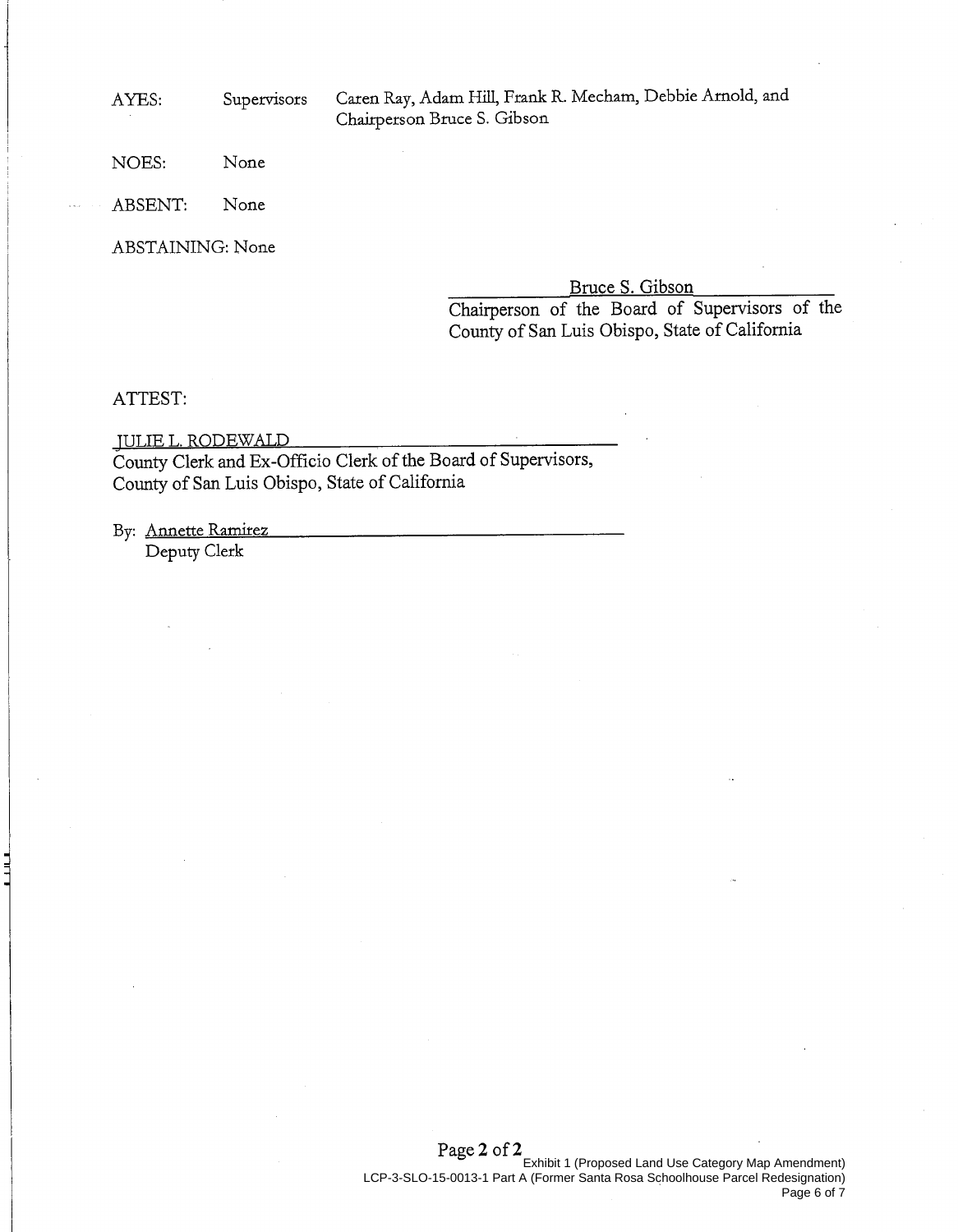AYES: Supervisors Caren Ray, Adam Hill, Frank R. Mecham, Debbie Arnold, and Chairperson Bruce S. Gibson

NOES: None

ABSENT: None

ABSTAINING: None

Bruce S. Gibson
Chairperson of the Board of Supervisors of the County of San Luis Obispo, State of California

ATTEST:

JULIE L. RODEWALD
County Clerk and Ex-Officio Clerk of the Board of Supervisors, County of San Luis Obispo, State of California

By: Annette Ramirez
Deputy Clerk

Exhibit 1 (Proposed Land Use Category Map Amendment)
LCP-3-SLO-15-0013-1 Part A (Former Santa Rosa Schoolhouse Parcel Redesignation)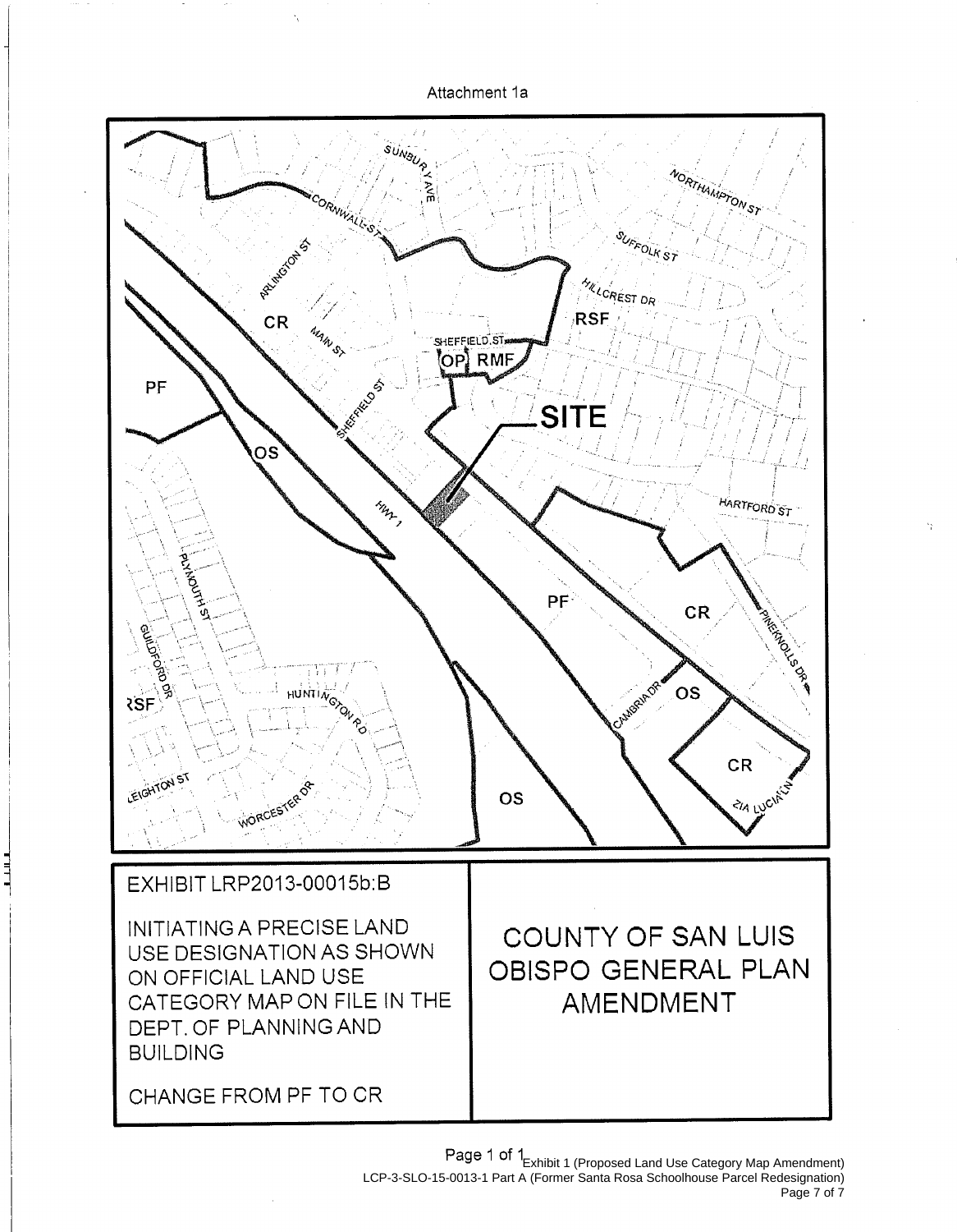Attachment 1a

SUNBURY AVE

NORTHAMPTON ST

CORNWALL ST

SUFFOLK ST

ARLINGTON ST

HILLCREST DR

CR

RSF

MAIN ST

SHEFFIELD ST

OP RMF

PF

SHEFFIELD ST

SITE

OS

HWY 1

HARTFORD ST

PLYMOUTH ST

PF

CR

GUILDFORD DR

PINEKNOLLS DR

RSF

HUNTINGTON RD

CAMBRIA DR

OS

CR

LEIGHTON ST

WORCESTER DR

OS

ZIA LUCIA LN

EXHIBIT LRP2013-00015b:B

INITIATING A PRECISE LAND USE DESIGNATION AS SHOWN ON OFFICIAL LAND USE CATEGORY MAP ON FILE IN THE DEPT. OF PLANNING AND BUILDING

CHANGE FROM PF TO CR

COUNTY OF SAN LUIS OBISPO GENERAL PLAN AMENDMENT

Exhibit 1 (Proposed Land Use Category Map Amendment)
LCP-3-SLO-15-0013-1 Part A (Former Santa Rosa Schoolhouse Parcel Redesignation)